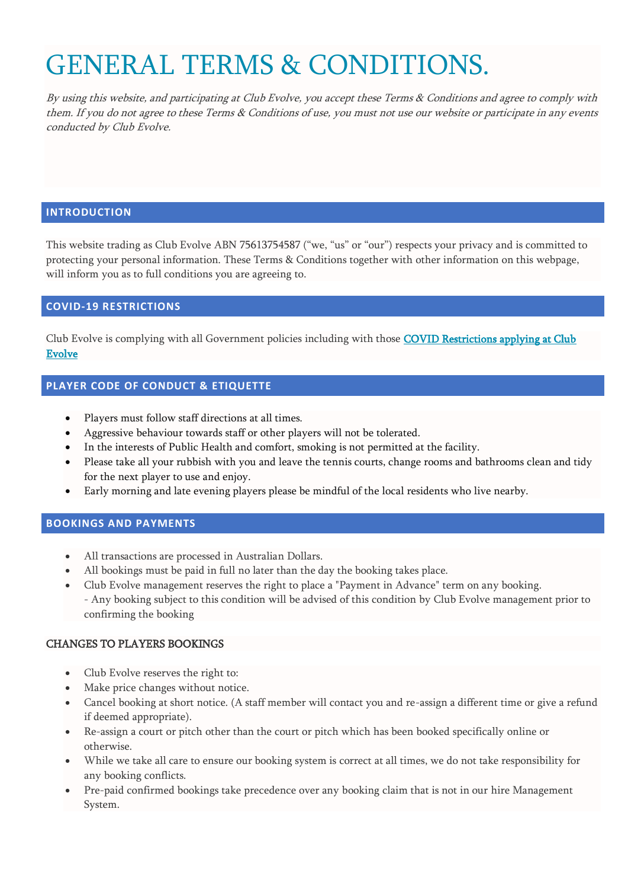# GENERAL TERMS & CONDITIONS.

*By using this website, and participating at Club Evolve, you accept these Terms & Conditions and agree to comply with them. If you do not agree to these Terms & Conditions of use, you must not use our website or participate in any events conducted by Club Evolve.*

## INTRODUCTION

This website trading as Club Evolve ABN 75613754587 ("we, "us" or "our") respects your privacy and is committed to protecting your personal information. These Terms & Conditions together with other information on this webpage, will inform you as to full conditions you are agreeing to.

## COVID-19 RESTRICTIONS

Club Evolve is complying with all Government policies including with those [COVID Restrictions applying at Club Evolve]()

## PLAYER CODE OF CONDUCT & ETIQUETTE

- Players must follow staff directions at all times.
- Aggressive behaviour towards staff or other players will not be tolerated.
- In the interests of Public Health and comfort, smoking is not permitted at the facility.
- Please take all your rubbish with you and leave the tennis courts, change rooms and bathrooms clean and tidy for the next player to use and enjoy.
- Early morning and late evening players please be mindful of the local residents who live nearby.

## BOOKINGS AND PAYMENTS

- All transactions are processed in Australian Dollars.
- All bookings must be paid in full no later than the day the booking takes place.
- Club Evolve management reserves the right to place a "Payment in Advance" term on any booking.
  - Any booking subject to this condition will be advised of this condition by Club Evolve management prior to confirming the booking

### CHANGES TO PLAYERS BOOKINGS

- Club Evolve reserves the right to:
- Make price changes without notice.
- Cancel booking at short notice. (A staff member will contact you and re-assign a different time or give a refund if deemed appropriate).
- Re-assign a court or pitch other than the court or pitch which has been booked specifically online or otherwise.
- While we take all care to ensure our booking system is correct at all times, we do not take responsibility for any booking conflicts.
- Pre-paid confirmed bookings take precedence over any booking claim that is not in our hire Management System.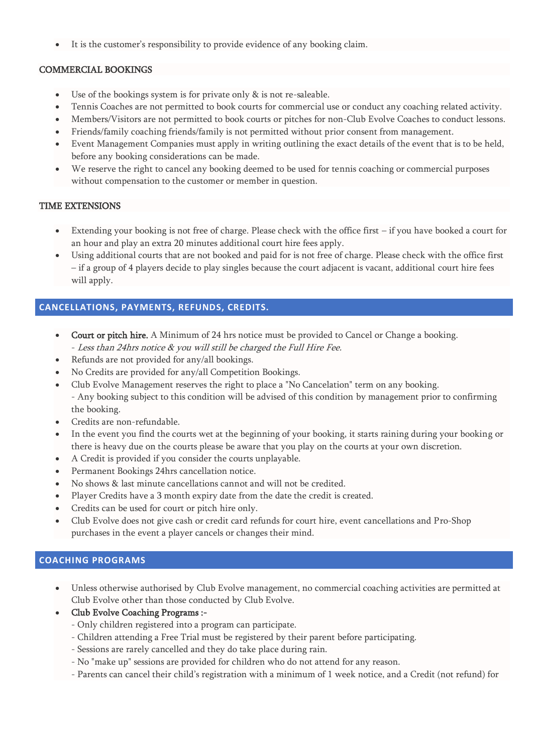- It is the customer's responsibility to provide evidence of any booking claim.

### COMMERCIAL BOOKINGS

- Use of the bookings system is for private only & is not re-saleable.
- Tennis Coaches are not permitted to book courts for commercial use or conduct any coaching related activity.
- Members/Visitors are not permitted to book courts or pitches for non-Club Evolve Coaches to conduct lessons.
- Friends/family coaching friends/family is not permitted without prior consent from management.
- Event Management Companies must apply in writing outlining the exact details of the event that is to be held, before any booking considerations can be made.
- We reserve the right to cancel any booking deemed to be used for tennis coaching or commercial purposes without compensation to the customer or member in question.

### TIME EXTENSIONS

- Extending your booking is not free of charge. Please check with the office first – if you have booked a court for an hour and play an extra 20 minutes additional court hire fees apply.
- Using additional courts that are not booked and paid for is not free of charge. Please check with the office first – if a group of 4 players decide to play singles because the court adjacent is vacant, additional court hire fees will apply.

## CANCELLATIONS, PAYMENTS, REFUNDS, CREDITS.

- **Court or pitch hire.** A Minimum of 24 hrs notice must be provided to Cancel or Change a booking.
  - *Less than 24hrs notice & you will still be charged the Full Hire Fee.*
- Refunds are not provided for any/all bookings.
- No Credits are provided for any/all Competition Bookings.
- Club Evolve Management reserves the right to place a "No Cancelation" term on any booking.
  - Any booking subject to this condition will be advised of this condition by management prior to confirming the booking.
- Credits are non-refundable.
- In the event you find the courts wet at the beginning of your booking, it starts raining during your booking or there is heavy due on the courts please be aware that you play on the courts at your own discretion.
- A Credit is provided if you consider the courts unplayable.
- Permanent Bookings 24hrs cancellation notice.
- No shows & last minute cancellations cannot and will not be credited.
- Player Credits have a 3 month expiry date from the date the credit is created.
- Credits can be used for court or pitch hire only.
- Club Evolve does not give cash or credit card refunds for court hire, event cancellations and Pro-Shop purchases in the event a player cancels or changes their mind.

## COACHING PROGRAMS

- Unless otherwise authorised by Club Evolve management, no commercial coaching activities are permitted at Club Evolve other than those conducted by Club Evolve.
- Club Evolve Coaching Programs :-
  - Only children registered into a program can participate.
  - Children attending a Free Trial must be registered by their parent before participating.
  - Sessions are rarely cancelled and they do take place during rain.
  - No "make up" sessions are provided for children who do not attend for any reason.
  - Parents can cancel their child's registration with a minimum of 1 week notice, and a Credit (not refund) for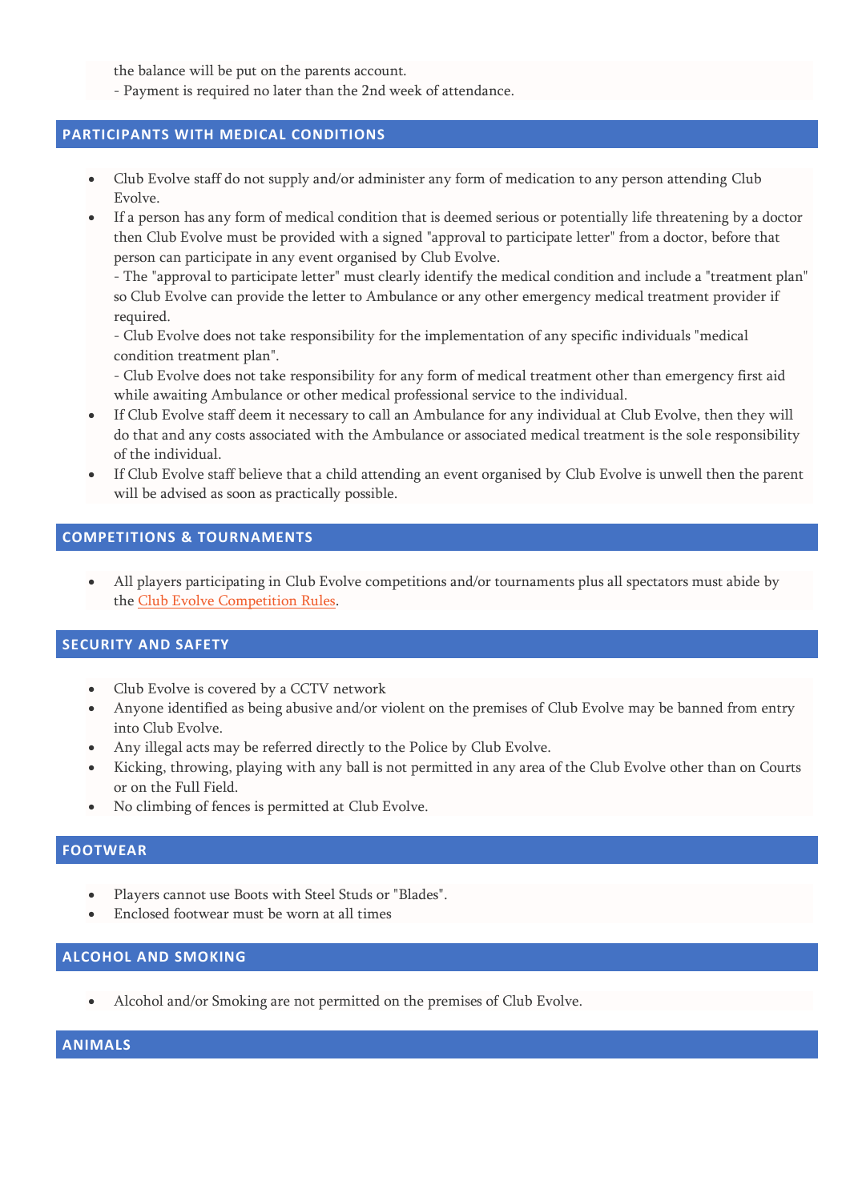the balance will be put on the parents account.
- Payment is required no later than the 2nd week of attendance.

## PARTICIPANTS WITH MEDICAL CONDITIONS

- Club Evolve staff do not supply and/or administer any form of medication to any person attending Club Evolve.
- If a person has any form of medical condition that is deemed serious or potentially life threatening by a doctor then Club Evolve must be provided with a signed "approval to participate letter" from a doctor, before that person can participate in any event organised by Club Evolve.
  - The "approval to participate letter" must clearly identify the medical condition and include a "treatment plan" so Club Evolve can provide the letter to Ambulance or any other emergency medical treatment provider if required.
  - Club Evolve does not take responsibility for the implementation of any specific individuals "medical condition treatment plan".
  - Club Evolve does not take responsibility for any form of medical treatment other than emergency first aid while awaiting Ambulance or other medical professional service to the individual.
- If Club Evolve staff deem it necessary to call an Ambulance for any individual at Club Evolve, then they will do that and any costs associated with the Ambulance or associated medical treatment is the sole responsibility of the individual.
- If Club Evolve staff believe that a child attending an event organised by Club Evolve is unwell then the parent will be advised as soon as practically possible.

## COMPETITIONS & TOURNAMENTS

- All players participating in Club Evolve competitions and/or tournaments plus all spectators must abide by the Club Evolve Competition Rules.

## SECURITY AND SAFETY

- Club Evolve is covered by a CCTV network
- Anyone identified as being abusive and/or violent on the premises of Club Evolve may be banned from entry into Club Evolve.
- Any illegal acts may be referred directly to the Police by Club Evolve.
- Kicking, throwing, playing with any ball is not permitted in any area of the Club Evolve other than on Courts or on the Full Field.
- No climbing of fences is permitted at Club Evolve.

## FOOTWEAR

- Players cannot use Boots with Steel Studs or "Blades".
- Enclosed footwear must be worn at all times

## ALCOHOL AND SMOKING

- Alcohol and/or Smoking are not permitted on the premises of Club Evolve.

## ANIMALS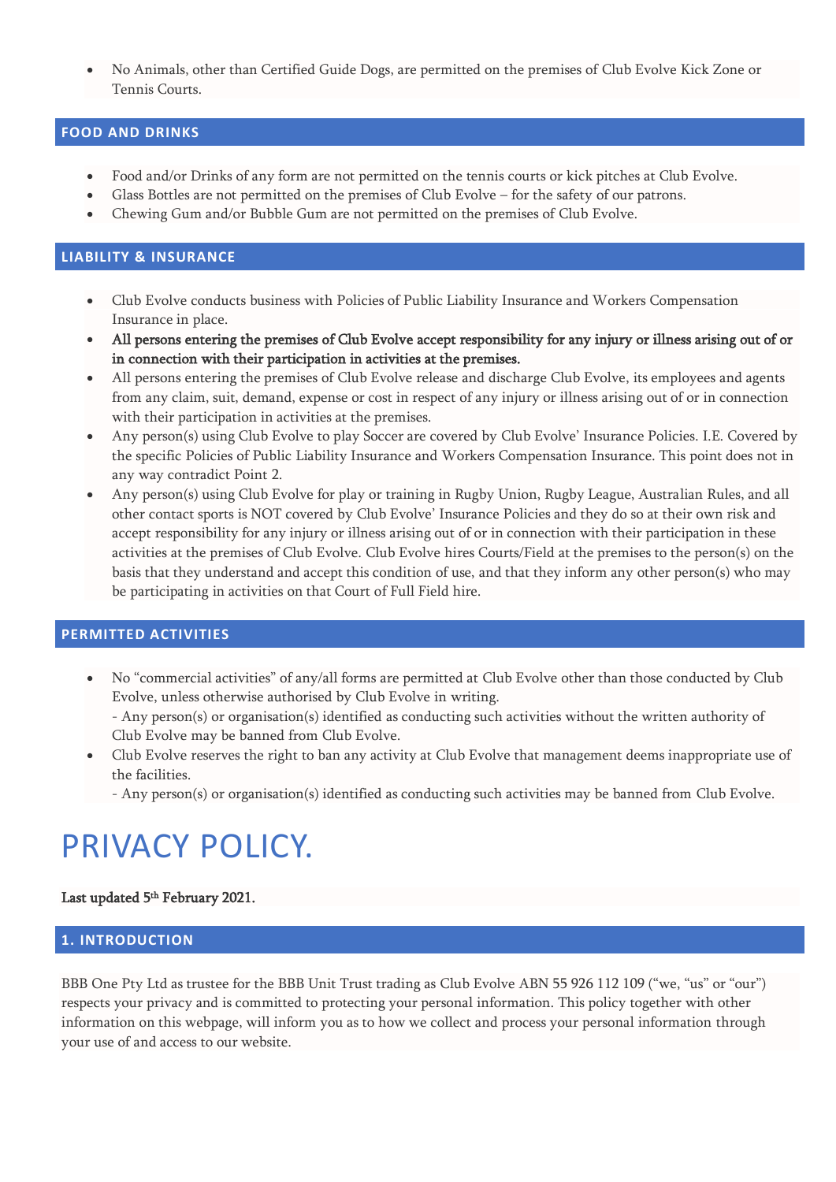- No Animals, other than Certified Guide Dogs, are permitted on the premises of Club Evolve Kick Zone or Tennis Courts.

## FOOD AND DRINKS

- Food and/or Drinks of any form are not permitted on the tennis courts or kick pitches at Club Evolve.
- Glass Bottles are not permitted on the premises of Club Evolve – for the safety of our patrons.
- Chewing Gum and/or Bubble Gum are not permitted on the premises of Club Evolve.

## LIABILITY & INSURANCE

- Club Evolve conducts business with Policies of Public Liability Insurance and Workers Compensation Insurance in place.
- **All persons entering the premises of Club Evolve accept responsibility for any injury or illness arising out of or in connection with their participation in activities at the premises.**
- All persons entering the premises of Club Evolve release and discharge Club Evolve, its employees and agents from any claim, suit, demand, expense or cost in respect of any injury or illness arising out of or in connection with their participation in activities at the premises.
- Any person(s) using Club Evolve to play Soccer are covered by Club Evolve' Insurance Policies. I.E. Covered by the specific Policies of Public Liability Insurance and Workers Compensation Insurance. This point does not in any way contradict Point 2.
- Any person(s) using Club Evolve for play or training in Rugby Union, Rugby League, Australian Rules, and all other contact sports is NOT covered by Club Evolve' Insurance Policies and they do so at their own risk and accept responsibility for any injury or illness arising out of or in connection with their participation in these activities at the premises of Club Evolve. Club Evolve hires Courts/Field at the premises to the person(s) on the basis that they understand and accept this condition of use, and that they inform any other person(s) who may be participating in activities on that Court of Full Field hire.

## PERMITTED ACTIVITIES

- No "commercial activities" of any/all forms are permitted at Club Evolve other than those conducted by Club Evolve, unless otherwise authorised by Club Evolve in writing.
  - Any person(s) or organisation(s) identified as conducting such activities without the written authority of Club Evolve may be banned from Club Evolve.
- Club Evolve reserves the right to ban any activity at Club Evolve that management deems inappropriate use of the facilities.
  - Any person(s) or organisation(s) identified as conducting such activities may be banned from Club Evolve.

# PRIVACY POLICY.

**Last updated 5th February 2021.**

## 1. INTRODUCTION

BBB One Pty Ltd as trustee for the BBB Unit Trust trading as Club Evolve ABN 55 926 112 109 ("we, "us" or "our") respects your privacy and is committed to protecting your personal information. This policy together with other information on this webpage, will inform you as to how we collect and process your personal information through your use of and access to our website.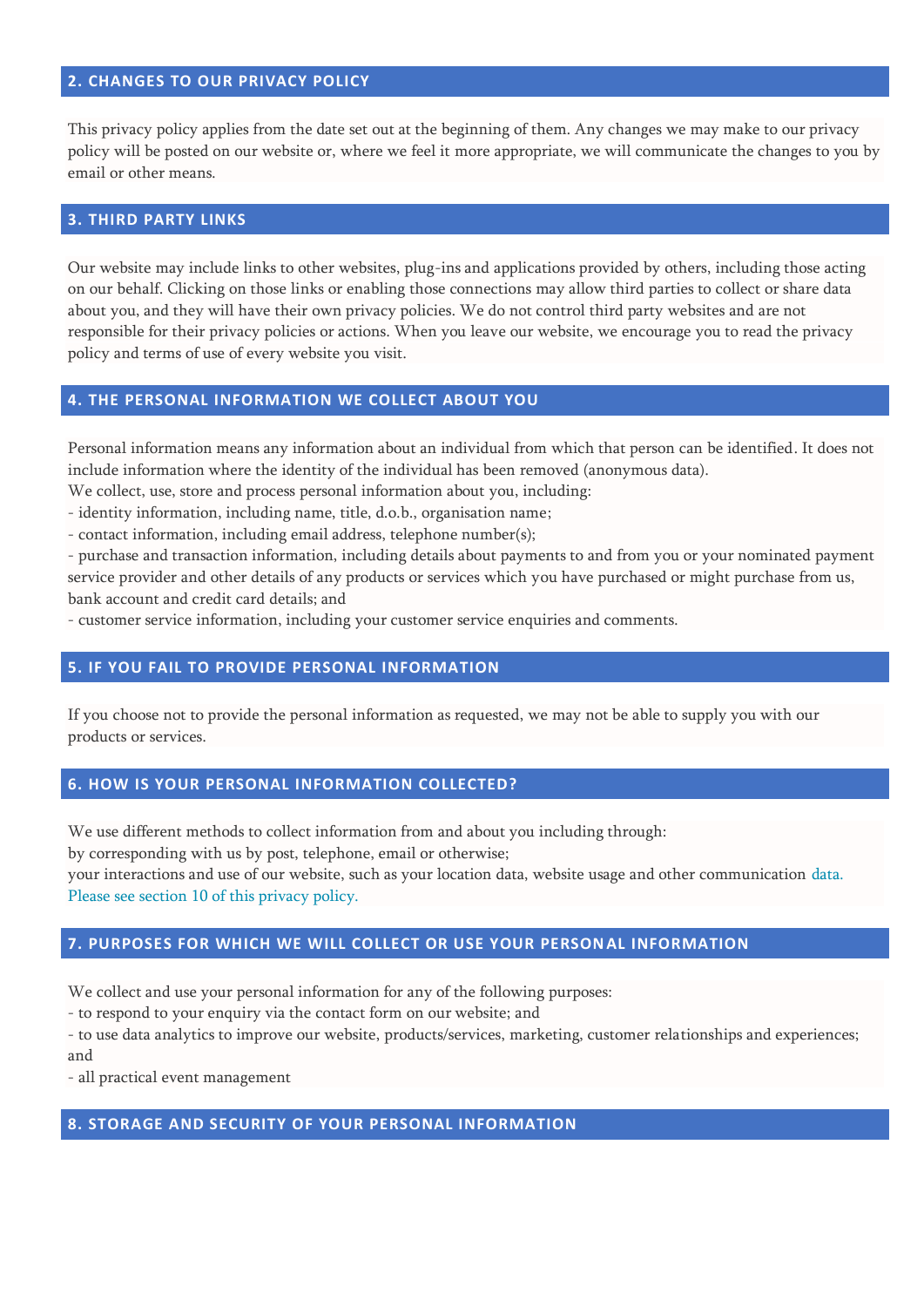## 2. CHANGES TO OUR PRIVACY POLICY

This privacy policy applies from the date set out at the beginning of them. Any changes we may make to our privacy policy will be posted on our website or, where we feel it more appropriate, we will communicate the changes to you by email or other means.

## 3. THIRD PARTY LINKS

Our website may include links to other websites, plug-ins and applications provided by others, including those acting on our behalf. Clicking on those links or enabling those connections may allow third parties to collect or share data about you, and they will have their own privacy policies. We do not control third party websites and are not responsible for their privacy policies or actions. When you leave our website, we encourage you to read the privacy policy and terms of use of every website you visit.

## 4. THE PERSONAL INFORMATION WE COLLECT ABOUT YOU

Personal information means any information about an individual from which that person can be identified. It does not include information where the identity of the individual has been removed (anonymous data).

We collect, use, store and process personal information about you, including:

- identity information, including name, title, d.o.b., organisation name;
- contact information, including email address, telephone number(s);
- purchase and transaction information, including details about payments to and from you or your nominated payment service provider and other details of any products or services which you have purchased or might purchase from us, bank account and credit card details; and
- customer service information, including your customer service enquiries and comments.

## 5. IF YOU FAIL TO PROVIDE PERSONAL INFORMATION

If you choose not to provide the personal information as requested, we may not be able to supply you with our products or services.

## 6. HOW IS YOUR PERSONAL INFORMATION COLLECTED?

We use different methods to collect information from and about you including through:

by corresponding with us by post, telephone, email or otherwise;

your interactions and use of our website, such as your location data, website usage and other communication data. Please see section 10 of this privacy policy.

## 7. PURPOSES FOR WHICH WE WILL COLLECT OR USE YOUR PERSONAL INFORMATION

We collect and use your personal information for any of the following purposes:

- to respond to your enquiry via the contact form on our website; and
- to use data analytics to improve our website, products/services, marketing, customer relationships and experiences; and
- all practical event management

## 8. STORAGE AND SECURITY OF YOUR PERSONAL INFORMATION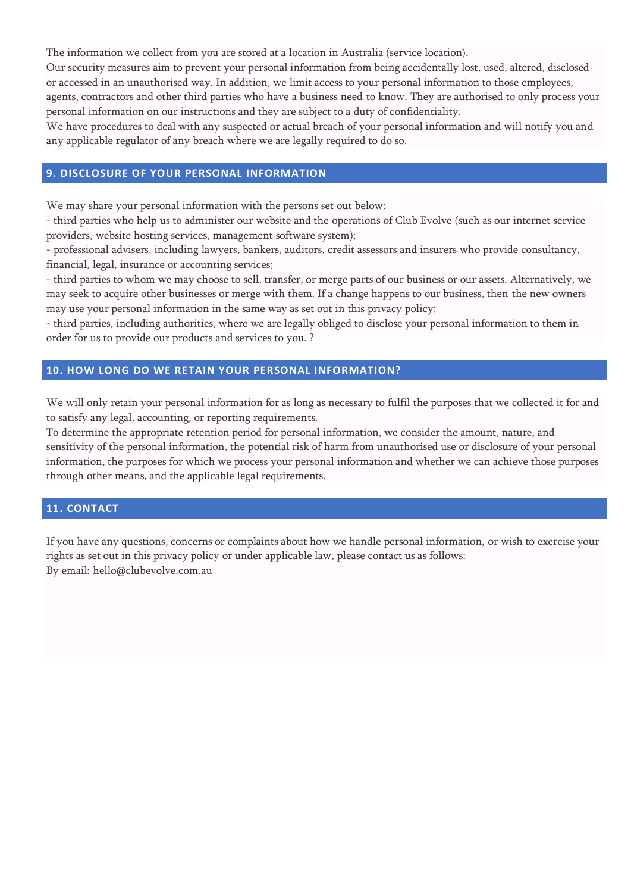The information we collect from you are stored at a location in Australia (service location).

Our security measures aim to prevent your personal information from being accidentally lost, used, altered, disclosed or accessed in an unauthorised way. In addition, we limit access to your personal information to those employees, agents, contractors and other third parties who have a business need to know. They are authorised to only process your personal information on our instructions and they are subject to a duty of confidentiality.

We have procedures to deal with any suspected or actual breach of your personal information and will notify you and any applicable regulator of any breach where we are legally required to do so.

## 9. DISCLOSURE OF YOUR PERSONAL INFORMATION

We may share your personal information with the persons set out below:

- third parties who help us to administer our website and the operations of Club Evolve (such as our internet service providers, website hosting services, management software system);
- professional advisers, including lawyers, bankers, auditors, credit assessors and insurers who provide consultancy, financial, legal, insurance or accounting services;
- third parties to whom we may choose to sell, transfer, or merge parts of our business or our assets. Alternatively, we may seek to acquire other businesses or merge with them. If a change happens to our business, then the new owners may use your personal information in the same way as set out in this privacy policy;
- third parties, including authorities, where we are legally obliged to disclose your personal information to them in order for us to provide our products and services to you. ?

## 10. HOW LONG DO WE RETAIN YOUR PERSONAL INFORMATION?

We will only retain your personal information for as long as necessary to fulfil the purposes that we collected it for and to satisfy any legal, accounting, or reporting requirements.

To determine the appropriate retention period for personal information, we consider the amount, nature, and sensitivity of the personal information, the potential risk of harm from unauthorised use or disclosure of your personal information, the purposes for which we process your personal information and whether we can achieve those purposes through other means, and the applicable legal requirements.

## 11. CONTACT

If you have any questions, concerns or complaints about how we handle personal information, or wish to exercise your rights as set out in this privacy policy or under applicable law, please contact us as follows:

By email: hello@clubevolve.com.au